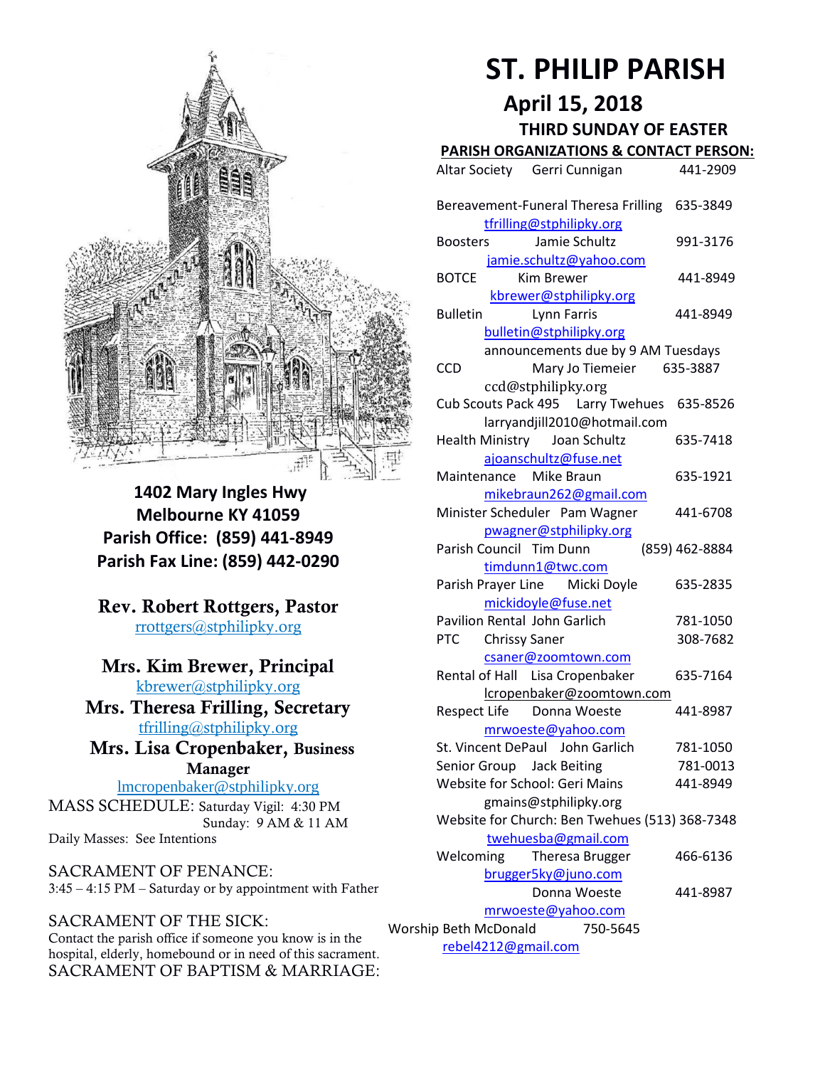# ST. PHILIP PARISH

## April 15, 2018

### THIRD SUNDAY OF EASTER

**1402 Mary Ingles Hwy**
**Melbourne KY 41059**
**Parish Office: (859) 441-8949**
**Parish Fax Line: (859) 442-0290**

**Rev. Robert Rottgers, Pastor**
rrottgers@stphilipky.org

**Mrs. Kim Brewer, Principal**
kbrewer@stphilipky.org

**Mrs. Theresa Frilling, Secretary**
tfrilling@stphilipky.org

**Mrs. Lisa Cropenbaker, Business Manager**
lmcropenbaker@stphilipky.org

MASS SCHEDULE: Saturday Vigil: 4:30 PM
Sunday: 9 AM & 11 AM
Daily Masses: See Intentions

SACRAMENT OF PENANCE:
3:45 – 4:15 PM – Saturday or by appointment with Father

SACRAMENT OF THE SICK:
Contact the parish office if someone you know is in the hospital, elderly, homebound or in need of this sacrament.

SACRAMENT OF BAPTISM & MARRIAGE:

**PARISH ORGANIZATIONS & CONTACT PERSON:**

Altar Society Gerri Cunnigan 441-2909

Bereavement-Funeral Theresa Frilling 635-3849
tfrilling@stphilipky.org

Boosters Jamie Schultz 991-3176
jamie.schultz@yahoo.com

BOTCE Kim Brewer 441-8949
kbrewer@stphilipky.org

Bulletin Lynn Farris 441-8949
bulletin@stphilipky.org
announcements due by 9 AM Tuesdays

CCD Mary Jo Tiemeier 635-3887
ccd@stphilipky.org

Cub Scouts Pack 495 Larry Twehues 635-8526
larryandjill2010@hotmail.com

Health Ministry Joan Schultz 635-7418
ajoanschultz@fuse.net

Maintenance Mike Braun 635-1921
mikebraun262@gmail.com

Minister Scheduler Pam Wagner 441-6708
pwagner@stphilipky.org

Parish Council Tim Dunn (859) 462-8884
timdunn1@twc.com

Parish Prayer Line Micki Doyle 635-2835
mickidoyle@fuse.net

Pavilion Rental John Garlich 781-1050

PTC Chrissy Saner 308-7682
csaner@zoomtown.com

Rental of Hall Lisa Cropenbaker 635-7164
lcropenbaker@zoomtown.com

Respect Life Donna Woeste 441-8987
mrwoeste@yahoo.com

St. Vincent DePaul John Garlich 781-1050

Senior Group Jack Beiting 781-0013

Website for School: Geri Mains 441-8949
gmains@stphilipky.org

Website for Church: Ben Twehues (513) 368-7348
twehuesba@gmail.com

Welcoming Theresa Brugger 466-6136
brugger5ky@juno.com
Donna Woeste 441-8987
mrwoeste@yahoo.com

Worship Beth McDonald 750-5645
rebel4212@gmail.com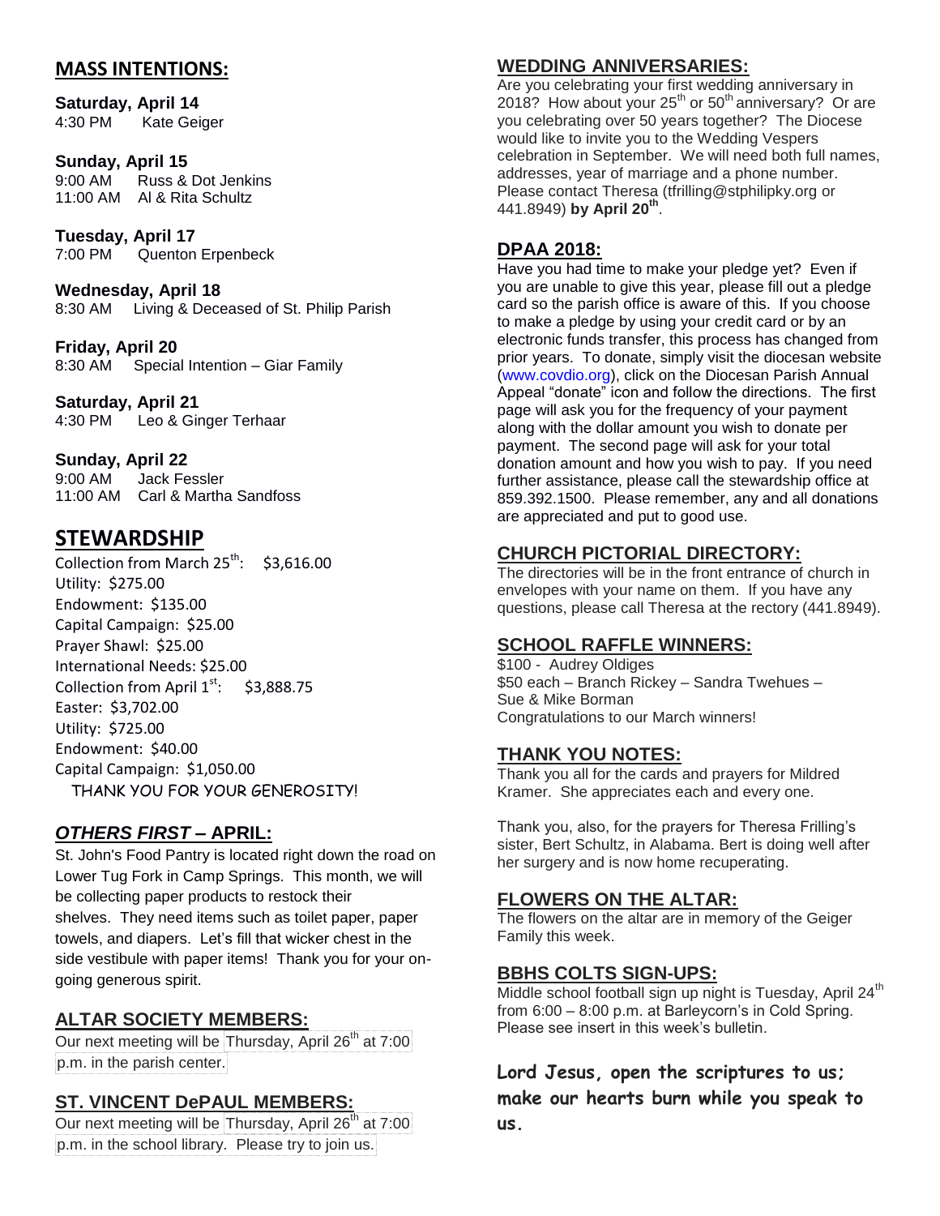## MASS INTENTIONS:

**Saturday, April 14**
4:30 PM Kate Geiger

**Sunday, April 15**
9:00 AM Russ & Dot Jenkins
11:00 AM Al & Rita Schultz

**Tuesday, April 17**
7:00 PM Quenton Erpenbeck

**Wednesday, April 18**
8:30 AM Living & Deceased of St. Philip Parish

**Friday, April 20**
8:30 AM Special Intention – Giar Family

**Saturday, April 21**
4:30 PM Leo & Ginger Terhaar

**Sunday, April 22**
9:00 AM Jack Fessler
11:00 AM Carl & Martha Sandfoss

## STEWARDSHIP

Collection from March 25th: $3,616.00
Utility: $275.00
Endowment: $135.00
Capital Campaign: $25.00
Prayer Shawl: $25.00
International Needs: $25.00
Collection from April 1st: $3,888.75
Easter: $3,702.00
Utility: $725.00
Endowment: $40.00
Capital Campaign: $1,050.00
THANK YOU FOR YOUR GENEROSITY!

## *OTHERS FIRST* – APRIL:

St. John's Food Pantry is located right down the road on Lower Tug Fork in Camp Springs. This month, we will be collecting paper products to restock their shelves. They need items such as toilet paper, paper towels, and diapers. Let's fill that wicker chest in the side vestibule with paper items! Thank you for your on-going generous spirit.

## ALTAR SOCIETY MEMBERS:

Our next meeting will be Thursday, April 26th at 7:00 p.m. in the parish center.

## ST. VINCENT DePAUL MEMBERS:

Our next meeting will be Thursday, April 26th at 7:00 p.m. in the school library. Please try to join us.

## WEDDING ANNIVERSARIES:

Are you celebrating your first wedding anniversary in 2018? How about your 25th or 50th anniversary? Or are you celebrating over 50 years together? The Diocese would like to invite you to the Wedding Vespers celebration in September. We will need both full names, addresses, year of marriage and a phone number. Please contact Theresa (tfrilling@stphilipky.org or 441.8949) **by April 20th**.

## DPAA 2018:

Have you had time to make your pledge yet? Even if you are unable to give this year, please fill out a pledge card so the parish office is aware of this. If you choose to make a pledge by using your credit card or by an electronic funds transfer, this process has changed from prior years. To donate, simply visit the diocesan website (www.covdio.org), click on the Diocesan Parish Annual Appeal "donate" icon and follow the directions. The first page will ask you for the frequency of your payment along with the dollar amount you wish to donate per payment. The second page will ask for your total donation amount and how you wish to pay. If you need further assistance, please call the stewardship office at 859.392.1500. Please remember, any and all donations are appreciated and put to good use.

## CHURCH PICTORIAL DIRECTORY:

The directories will be in the front entrance of church in envelopes with your name on them. If you have any questions, please call Theresa at the rectory (441.8949).

## SCHOOL RAFFLE WINNERS:

$100 - Audrey Oldiges
$50 each – Branch Rickey – Sandra Twehues – Sue & Mike Borman
Congratulations to our March winners!

## THANK YOU NOTES:

Thank you all for the cards and prayers for Mildred Kramer. She appreciates each and every one.

Thank you, also, for the prayers for Theresa Frilling's sister, Bert Schultz, in Alabama. Bert is doing well after her surgery and is now home recuperating.

## FLOWERS ON THE ALTAR:

The flowers on the altar are in memory of the Geiger Family this week.

## BBHS COLTS SIGN-UPS:

Middle school football sign up night is Tuesday, April 24th from 6:00 – 8:00 p.m. at Barleycorn's in Cold Spring. Please see insert in this week's bulletin.

**Lord Jesus, open the scriptures to us; make our hearts burn while you speak to us.**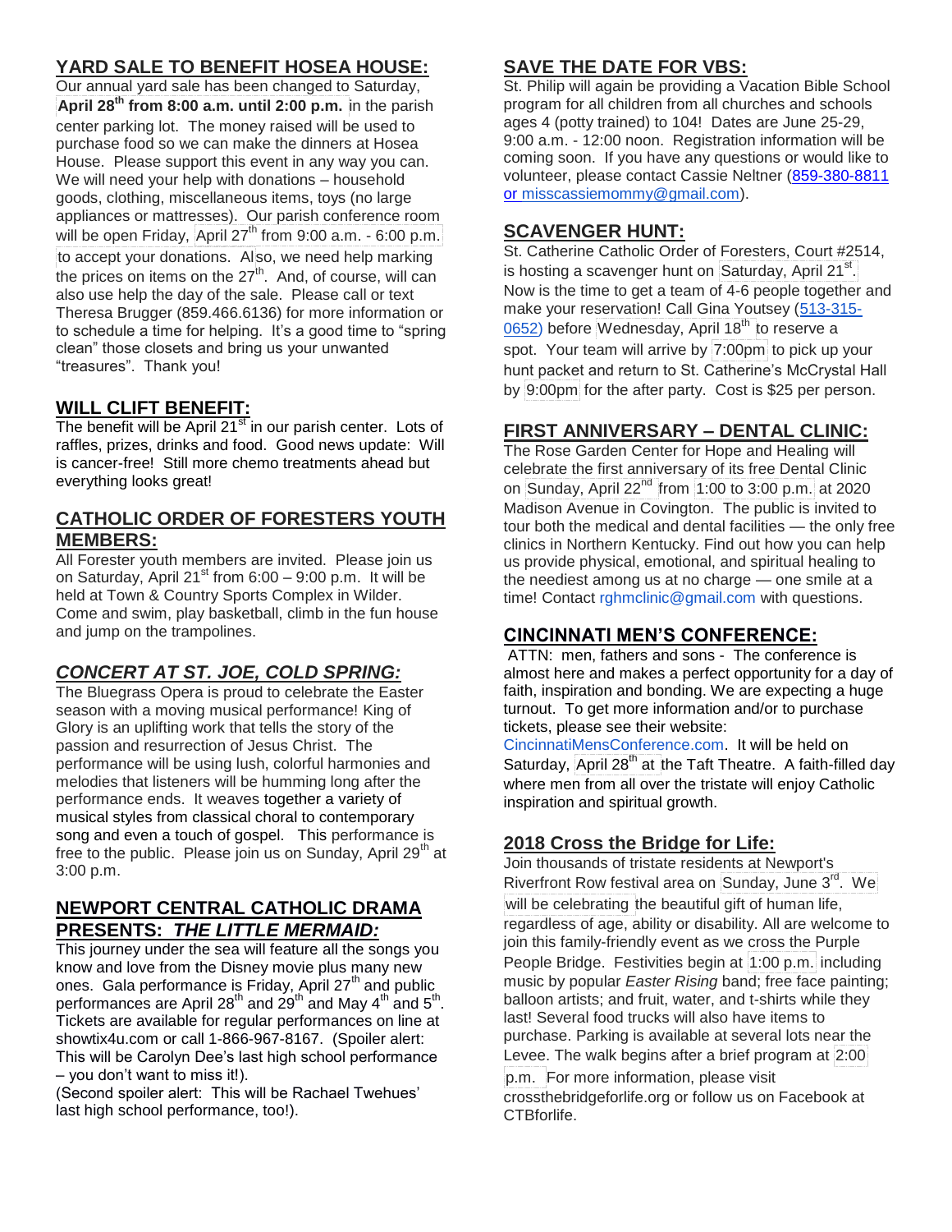## YARD SALE TO BENEFIT HOSEA HOUSE:

Our annual yard sale has been changed to Saturday, **April 28th from 8:00 a.m. until 2:00 p.m.** in the parish center parking lot. The money raised will be used to purchase food so we can make the dinners at Hosea House. Please support this event in any way you can. We will need your help with donations – household goods, clothing, miscellaneous items, toys (no large appliances or mattresses). Our parish conference room will be open Friday, April 27th from 9:00 a.m. - 6:00 p.m. to accept your donations. Also, we need help marking the prices on items on the 27th. And, of course, will can also use help the day of the sale. Please call or text Theresa Brugger (859.466.6136) for more information or to schedule a time for helping. It's a good time to "spring clean" those closets and bring us your unwanted "treasures". Thank you!

## WILL CLIFT BENEFIT:

The benefit will be April 21st in our parish center. Lots of raffles, prizes, drinks and food. Good news update: Will is cancer-free! Still more chemo treatments ahead but everything looks great!

## CATHOLIC ORDER OF FORESTERS YOUTH MEMBERS:

All Forester youth members are invited. Please join us on Saturday, April 21st from 6:00 – 9:00 p.m. It will be held at Town & Country Sports Complex in Wilder. Come and swim, play basketball, climb in the fun house and jump on the trampolines.

## *CONCERT AT ST. JOE, COLD SPRING:*

The Bluegrass Opera is proud to celebrate the Easter season with a moving musical performance! King of Glory is an uplifting work that tells the story of the passion and resurrection of Jesus Christ. The performance will be using lush, colorful harmonies and melodies that listeners will be humming long after the performance ends. It weaves together a variety of musical styles from classical choral to contemporary song and even a touch of gospel. This performance is free to the public. Please join us on Sunday, April 29th at 3:00 p.m.

## NEWPORT CENTRAL CATHOLIC DRAMA PRESENTS: *THE LITTLE MERMAID:*

This journey under the sea will feature all the songs you know and love from the Disney movie plus many new ones. Gala performance is Friday, April 27th and public performances are April 28th and 29th and May 4th and 5th. Tickets are available for regular performances on line at showtix4u.com or call 1-866-967-8167. (Spoiler alert: This will be Carolyn Dee's last high school performance – you don't want to miss it!).

(Second spoiler alert: This will be Rachael Twehues' last high school performance, too!).

## SAVE THE DATE FOR VBS:

St. Philip will again be providing a Vacation Bible School program for all children from all churches and schools ages 4 (potty trained) to 104! Dates are June 25-29, 9:00 a.m. - 12:00 noon. Registration information will be coming soon. If you have any questions or would like to volunteer, please contact Cassie Neltner (859-380-8811 or misscassiemommy@gmail.com).

## SCAVENGER HUNT:

St. Catherine Catholic Order of Foresters, Court #2514, is hosting a scavenger hunt on Saturday, April 21st. Now is the time to get a team of 4-6 people together and make your reservation! Call Gina Youtsey (513-315-0652) before Wednesday, April 18th to reserve a spot. Your team will arrive by 7:00pm to pick up your hunt packet and return to St. Catherine's McCrystal Hall by 9:00pm for the after party. Cost is $25 per person.

## FIRST ANNIVERSARY – DENTAL CLINIC:

The Rose Garden Center for Hope and Healing will celebrate the first anniversary of its free Dental Clinic on Sunday, April 22nd from 1:00 to 3:00 p.m. at 2020 Madison Avenue in Covington. The public is invited to tour both the medical and dental facilities — the only free clinics in Northern Kentucky. Find out how you can help us provide physical, emotional, and spiritual healing to the neediest among us at no charge — one smile at a time! Contact rghmclinic@gmail.com with questions.

## CINCINNATI MEN'S CONFERENCE:

ATTN: men, fathers and sons - The conference is almost here and makes a perfect opportunity for a day of faith, inspiration and bonding. We are expecting a huge turnout. To get more information and/or to purchase tickets, please see their website: CincinnatiMensConference.com. It will be held on Saturday, April 28th at the Taft Theatre. A faith-filled day where men from all over the tristate will enjoy Catholic inspiration and spiritual growth.

## 2018 Cross the Bridge for Life:

Join thousands of tristate residents at Newport's Riverfront Row festival area on Sunday, June 3rd. We will be celebrating the beautiful gift of human life, regardless of age, ability or disability. All are welcome to join this family-friendly event as we cross the Purple People Bridge. Festivities begin at 1:00 p.m. including music by popular *Easter Rising* band; free face painting; balloon artists; and fruit, water, and t-shirts while they last! Several food trucks will also have items to purchase. Parking is available at several lots near the Levee. The walk begins after a brief program at 2:00 p.m. For more information, please visit crossthebridgeforlife.org or follow us on Facebook at CTBforlife.